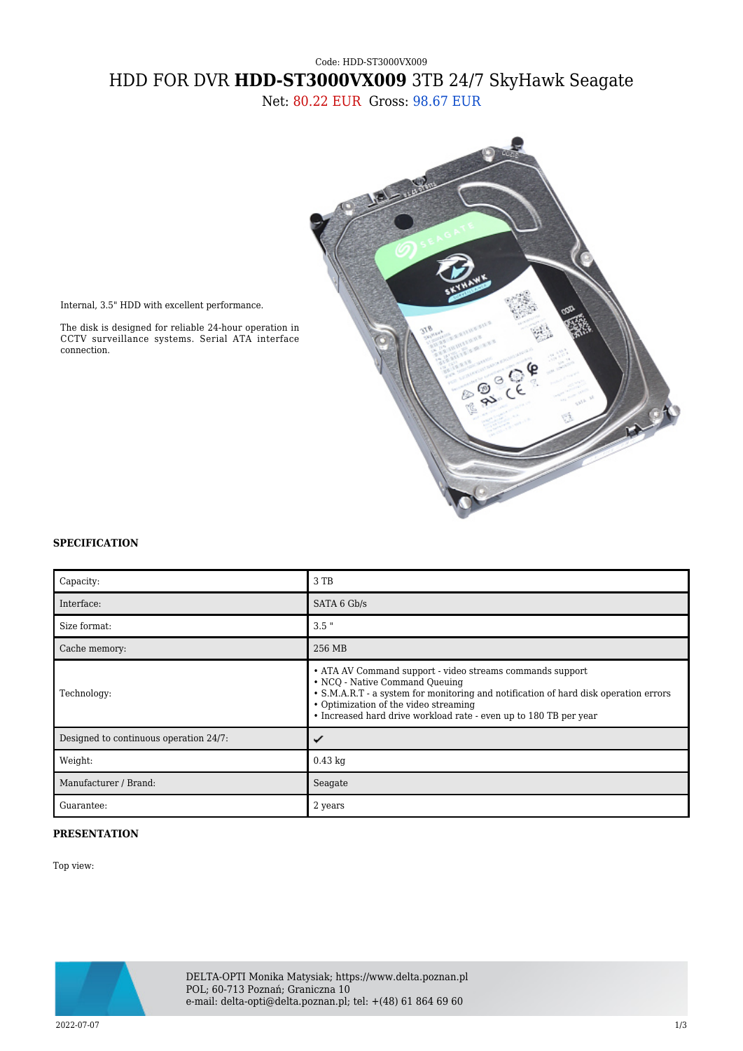Code: HDD-ST3000VX009

# HDD FOR DVR **HDD-ST3000VX009** 3TB 24/7 SkyHawk Seagate

Net: 80.22 EUR Gross: 98.67 EUR

Internal, 3.5" HDD with excellent performance.

The disk is designed for reliable 24-hour operation in CCTV surveillance systems. Serial ATA interface connection.

## SPECIFICATION

| | |
|---|---|
| Capacity: | 3 TB |
| Interface: | SATA 6 Gb/s |
| Size format: | 3.5 " |
| Cache memory: | 256 MB |
| Technology: | • ATA AV Command support - video streams commands support<br>• NCQ - Native Command Queuing<br>• S.M.A.R.T - a system for monitoring and notification of hard disk operation errors<br>• Optimization of the video streaming<br>• Increased hard drive workload rate - even up to 180 TB per year |
| Designed to continuous operation 24/7: | ✔ |
| Weight: | 0.43 kg |
| Manufacturer / Brand: | Seagate |
| Guarantee: | 2 years |

## PRESENTATION

Top view:

DELTA-OPTI Monika Matysiak; https://www.delta.poznan.pl
POL; 60-713 Poznań; Graniczna 10
e-mail: delta-opti@delta.poznan.pl; tel: +(48) 61 864 69 60

2022-07-07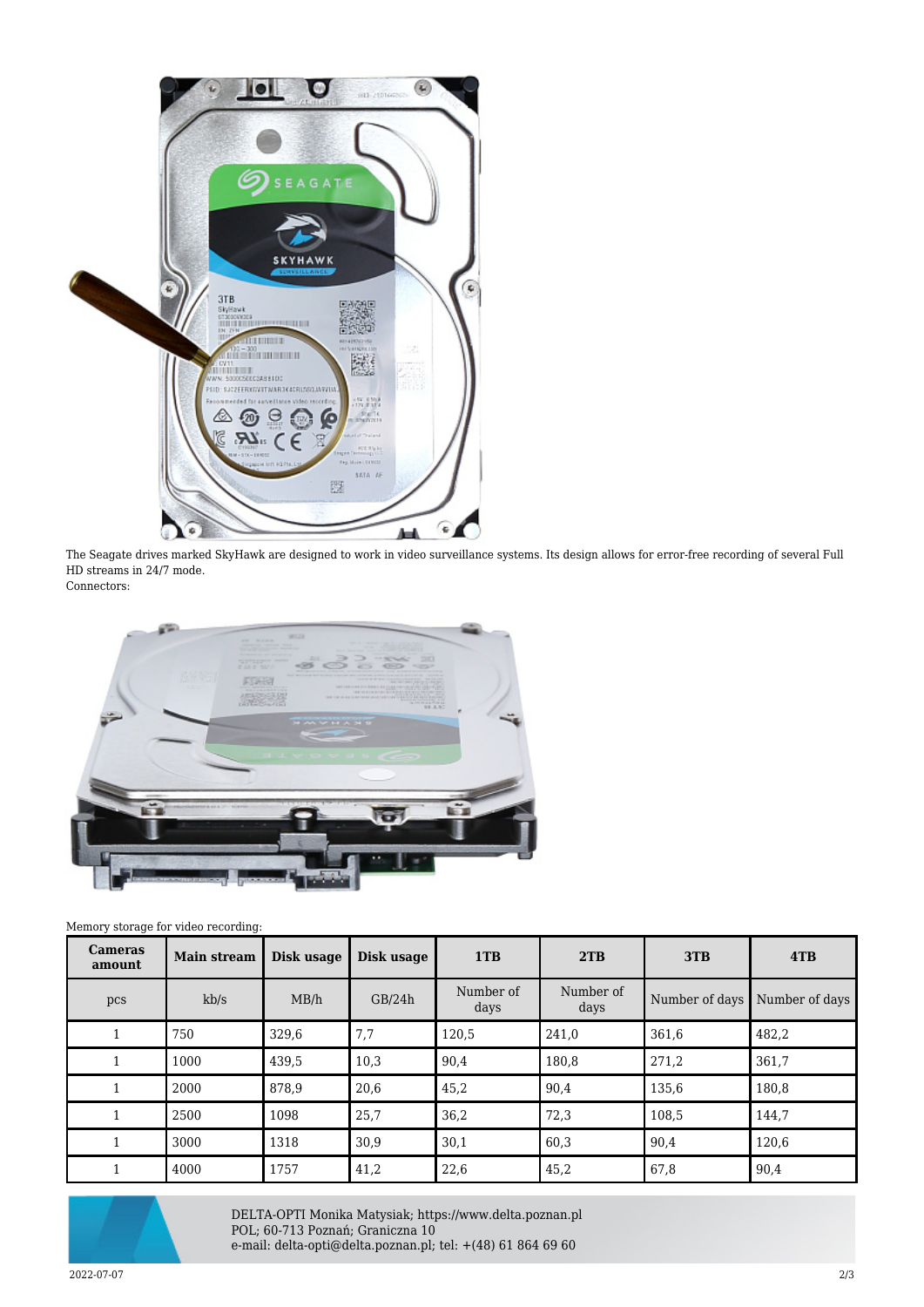The Seagate drives marked SkyHawk are designed to work in video surveillance systems. Its design allows for error-free recording of several Full HD streams in 24/7 mode.

Connectors:

Memory storage for video recording:

| Cameras amount | Main stream | Disk usage | Disk usage | 1TB | 2TB | 3TB | 4TB |
|---|---|---|---|---|---|---|---|
| pcs | kb/s | MB/h | GB/24h | Number of days | Number of days | Number of days | Number of days |
| 1 | 750 | 329,6 | 7,7 | 120,5 | 241,0 | 361,6 | 482,2 |
| 1 | 1000 | 439,5 | 10,3 | 90,4 | 180,8 | 271,2 | 361,7 |
| 1 | 2000 | 878,9 | 20,6 | 45,2 | 90,4 | 135,6 | 180,8 |
| 1 | 2500 | 1098 | 25,7 | 36,2 | 72,3 | 108,5 | 144,7 |
| 1 | 3000 | 1318 | 30,9 | 30,1 | 60,3 | 90,4 | 120,6 |
| 1 | 4000 | 1757 | 41,2 | 22,6 | 45,2 | 67,8 | 90,4 |

DELTA-OPTI Monika Matysiak; https://www.delta.poznan.pl
POL; 60-713 Poznań; Graniczna 10
e-mail: delta-opti@delta.poznan.pl; tel: +(48) 61 864 69 60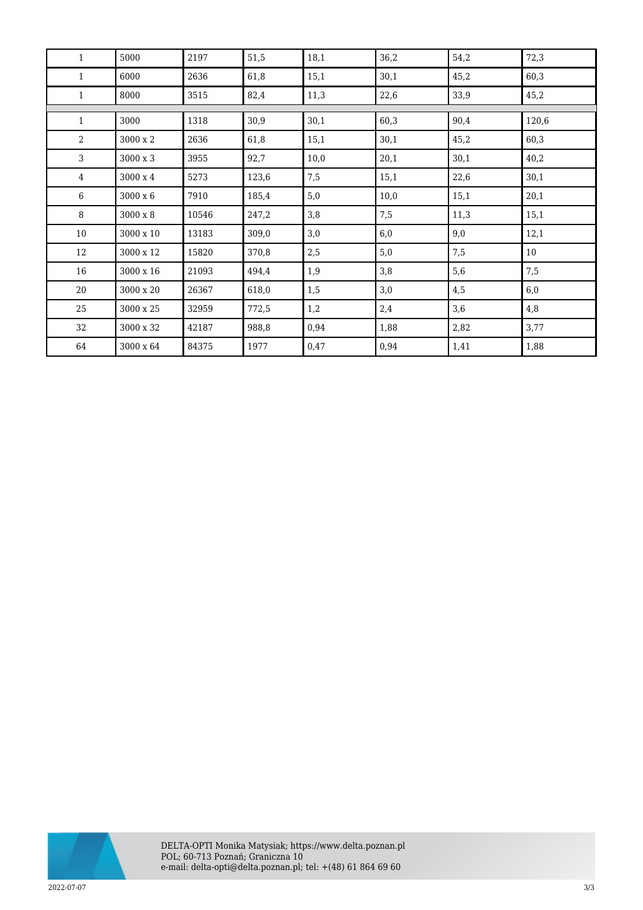| | | | | | | | |
|---|---|---|---|---|---|---|---|
| 1 | 5000 | 2197 | 51,5 | 18,1 | 36,2 | 54,2 | 72,3 |
| 1 | 6000 | 2636 | 61,8 | 15,1 | 30,1 | 45,2 | 60,3 |
| 1 | 8000 | 3515 | 82,4 | 11,3 | 22,6 | 33,9 | 45,2 |
| | | | | | | | |
| 1 | 3000 | 1318 | 30,9 | 30,1 | 60,3 | 90,4 | 120,6 |
| 2 | 3000 x 2 | 2636 | 61,8 | 15,1 | 30,1 | 45,2 | 60,3 |
| 3 | 3000 x 3 | 3955 | 92,7 | 10,0 | 20,1 | 30,1 | 40,2 |
| 4 | 3000 x 4 | 5273 | 123,6 | 7,5 | 15,1 | 22,6 | 30,1 |
| 6 | 3000 x 6 | 7910 | 185,4 | 5,0 | 10,0 | 15,1 | 20,1 |
| 8 | 3000 x 8 | 10546 | 247,2 | 3,8 | 7,5 | 11,3 | 15,1 |
| 10 | 3000 x 10 | 13183 | 309,0 | 3,0 | 6,0 | 9,0 | 12,1 |
| 12 | 3000 x 12 | 15820 | 370,8 | 2,5 | 5,0 | 7,5 | 10 |
| 16 | 3000 x 16 | 21093 | 494,4 | 1,9 | 3,8 | 5,6 | 7,5 |
| 20 | 3000 x 20 | 26367 | 618,0 | 1,5 | 3,0 | 4,5 | 6,0 |
| 25 | 3000 x 25 | 32959 | 772,5 | 1,2 | 2,4 | 3,6 | 4,8 |
| 32 | 3000 x 32 | 42187 | 988,8 | 0,94 | 1,88 | 2,82 | 3,77 |
| 64 | 3000 x 64 | 84375 | 1977 | 0,47 | 0,94 | 1,41 | 1,88 |